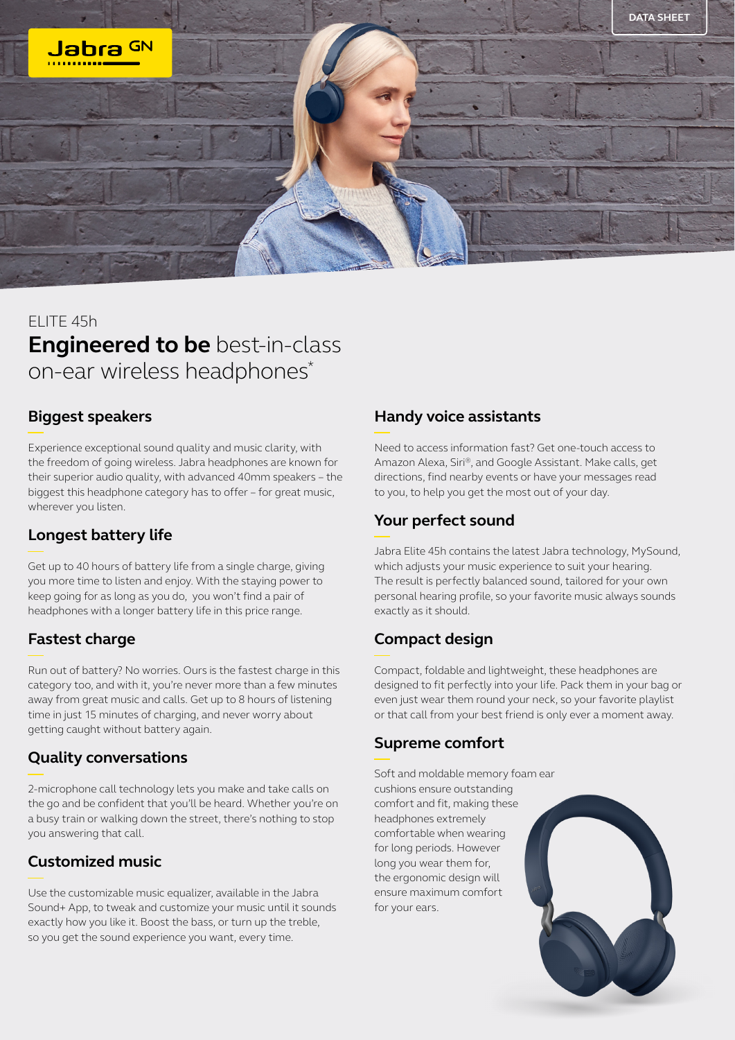DATA SHEET

ELITE 45h

# **Engineered to be** best-in-class on-ear wireless headphones*

## Biggest speakers

Experience exceptional sound quality and music clarity, with the freedom of going wireless. Jabra headphones are known for their superior audio quality, with advanced 40mm speakers – the biggest this headphone category has to offer – for great music, wherever you listen.

## Longest battery life

Get up to 40 hours of battery life from a single charge, giving you more time to listen and enjoy. With the staying power to keep going for as long as you do, you won't find a pair of headphones with a longer battery life in this price range.

## Fastest charge

Run out of battery? No worries. Ours is the fastest charge in this category too, and with it, you're never more than a few minutes away from great music and calls. Get up to 8 hours of listening time in just 15 minutes of charging, and never worry about getting caught without battery again.

## Quality conversations

2-microphone call technology lets you make and take calls on the go and be confident that you'll be heard. Whether you're on a busy train or walking down the street, there's nothing to stop you answering that call.

## Customized music

Use the customizable music equalizer, available in the Jabra Sound+ App, to tweak and customize your music until it sounds exactly how you like it. Boost the bass, or turn up the treble, so you get the sound experience you want, every time.

## Handy voice assistants

Need to access information fast? Get one-touch access to Amazon Alexa, Siri®, and Google Assistant. Make calls, get directions, find nearby events or have your messages read to you, to help you get the most out of your day.

## Your perfect sound

Jabra Elite 45h contains the latest Jabra technology, MySound, which adjusts your music experience to suit your hearing. The result is perfectly balanced sound, tailored for your own personal hearing profile, so your favorite music always sounds exactly as it should.

## Compact design

Compact, foldable and lightweight, these headphones are designed to fit perfectly into your life. Pack them in your bag or even just wear them round your neck, so your favorite playlist or that call from your best friend is only ever a moment away.

## Supreme comfort

Soft and moldable memory foam ear cushions ensure outstanding comfort and fit, making these headphones extremely comfortable when wearing for long periods. However long you wear them for, the ergonomic design will ensure maximum comfort for your ears.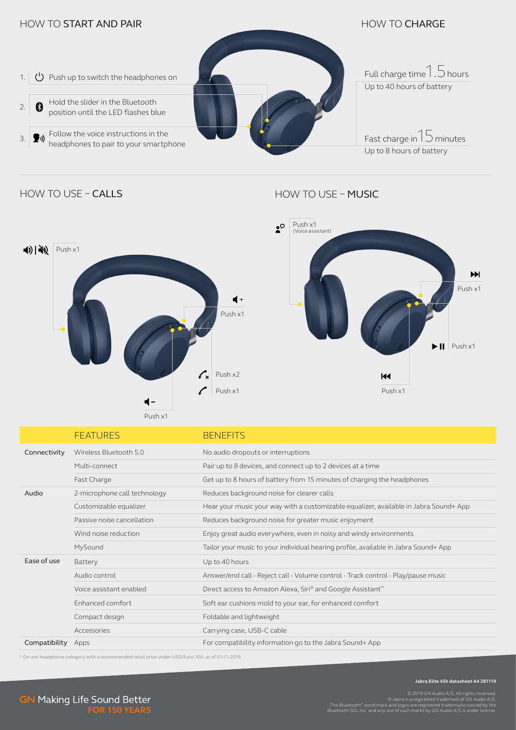## HOW TO START AND PAIR

1. Push up to switch the headphones on
2. Hold the slider in the Bluetooth position until the LED flashes blue
3. Follow the voice instructions in the headphones to pair to your smartphone

## HOW TO CHARGE

Full charge time 1.5 hours
Up to 40 hours of battery

Fast charge in 15 minutes
Up to 8 hours of battery

## HOW TO USE – CALLS

Push x1

Push x1

Push x2

Push x1

Push x1

## HOW TO USE – MUSIC

Push x1
(Voice assistant)

Push x1

Push x1

Push x1

| | FEATURES | BENEFITS |
|---|---|---|
| Connectivity | Wireless Bluetooth 5.0 | No audio dropouts or interruptions |
| | Multi-connect | Pair up to 8 devices, and connect up to 2 devices at a time |
| | Fast Charge | Get up to 8 hours of battery from 15 minutes of charging the headphones |
| Audio | 2-microphone call technology | Reduces background noise for clearer calls |
| | Customizable equalizer | Hear your music your way with a customizable equalizer, available in Jabra Sound+ App |
| | Passive noise cancellation | Reduces background noise for greater music enjoyment |
| | Wind noise reduction | Enjoy great audio everywhere, even in noisy and windy environments |
| | MySound | Tailor your music to your individual hearing profile, available in Jabra Sound+ App |
| Ease of use | Battery | Up to 40 hours |
| | Audio control | Answer/end call - Reject call - Volume control - Track control - Play/pause music |
| | Voice assistant enabled | Direct access to Amazon Alexa, Siri® and Google Assistant™ |
| | Enhanced comfort | Soft ear cushions mold to your ear, for enhanced comfort |
| | Compact design | Foldable and lightweight |
| | Accessories | Carrying case, USB-C cable |
| Compatibility | Apps | For compatibility information go to the Jabra Sound+ App |

* On-ear headphone category with a recommended retail price under USD/Euro 100, as of 01-11-2019

**Jabra Elite 45h datasheet A4 281119**

© 2019 GN Audio A/S. All rights reserved.
® Jabra is a registered trademark of GN Audio A/S.
The Bluetooth® word mark and logos are registered trademarks owned by the Bluetooth SIG, Inc. and any use of such marks by GN Audio A/S is under license.

GN Making Life Sound Better FOR 150 YEARS